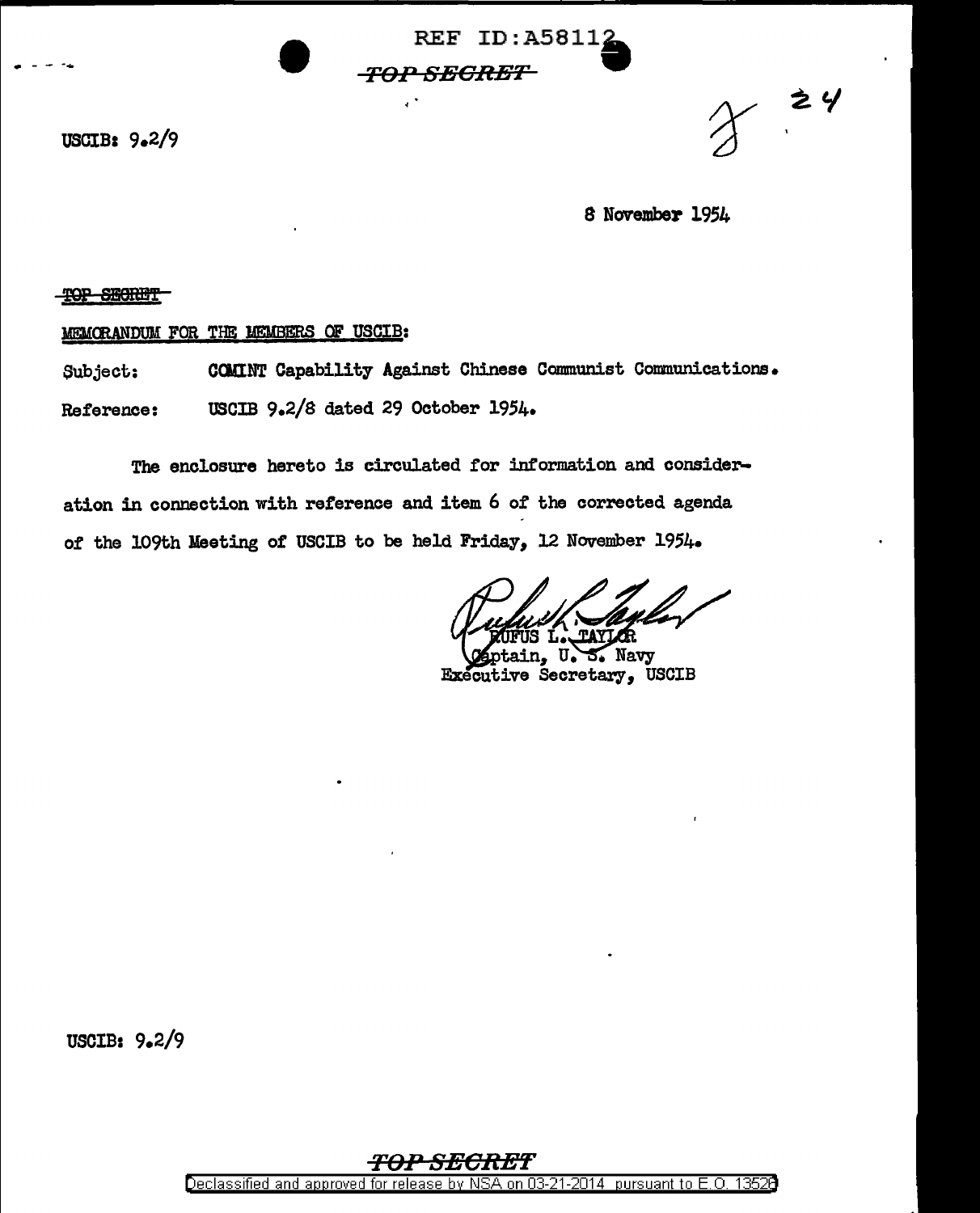REF ID:A58112

TOP SECRET

USCIB: 9.2/9

8 November 1954

TOP SECRET

MEMORANDUM FOR THE MEMBERS OF USCIB:

Subject: COMINT Capability Against Chinese Communist Communications.

Reference: USCIB 9.2/8 dated 29 October 1954.

The enclosure hereto is circulated for information and consideration in connection with reference and item 6 of the corrected agenda of the 109th Meeting of USCIB to be held Friday, 12 November 1954.

RUFUS L. TAYLOR
Captain, U. S. Navy
Executive Secretary, USCIB

USCIB: 9.2/9

TOP SECRET

Declassified and approved for release by NSA on 03-21-2014 pursuant to E.O. 13526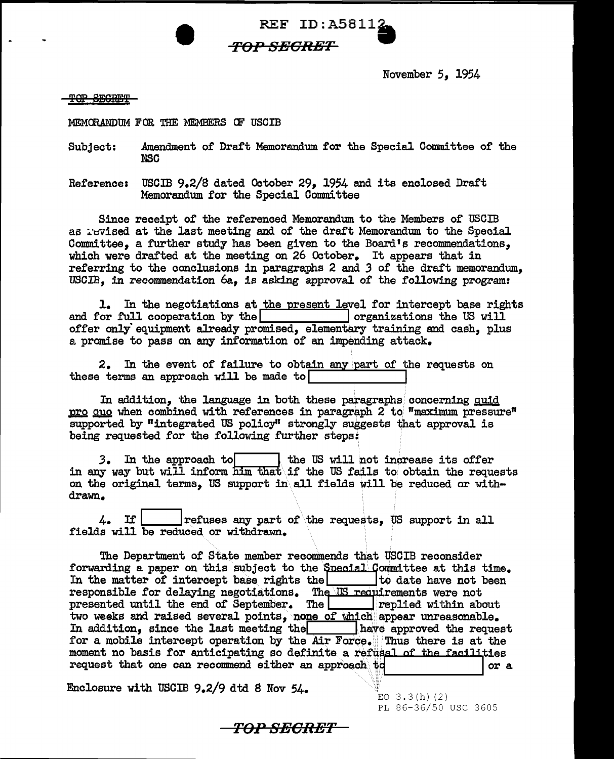REF ID:A58112

~~TOP SECRET~~

November 5, 1954

~~TOP SECRET~~

MEMORANDUM FOR THE MEMBERS OF USCIB

Subject: Amendment of Draft Memorandum for the Special Committee of the NSC

Reference: USCIB 9.2/8 dated October 29, 1954 and its enclosed Draft Memorandum for the Special Committee

Since receipt of the referenced Memorandum to the Members of USCIB as revised at the last meeting and of the draft Memorandum to the Special Committee, a further study has been given to the Board's recommendations, which were drafted at the meeting on 26 October. It appears that in referring to the conclusions in paragraphs 2 and 3 of the draft memorandum, USCIB, in recommendation 6a, is asking approval of the following program:

1. In the negotiations at the present level for intercept base rights and for full cooperation by the [ ] organizations the US will offer only equipment already promised, elementary training and cash, plus a promise to pass on any information of an impending attack.

2. In the event of failure to obtain any part of the requests on these terms an approach will be made to [ ]

In addition, the language in both these paragraphs concerning _quid pro quo_ when combined with references in paragraph 2 to "maximum pressure" supported by "integrated US policy" strongly suggests that approval is being requested for the following further steps:

3. In the approach to [ ] the US will not increase its offer in any way but will inform him that if the US fails to obtain the requests on the original terms, US support in all fields will be reduced or withdrawn.

4. If [ ] refuses any part of the requests, US support in all fields will be reduced or withdrawn.

The Department of State member recommends that USCIB reconsider forwarding a paper on this subject to the Special Committee at this time. In the matter of intercept base rights the [ ] to date have not been responsible for delaying negotiations. The US requirements were not presented until the end of September. The [ ] replied within about two weeks and raised several points, none of which appear unreasonable. In addition, since the last meeting the [ ] have approved the request for a mobile intercept operation by the Air Force. Thus there is at the moment no basis for anticipating so definite a refusal of the facilities request that one can recommend either an approach to [ ] or a

Enclosure with USCIB 9.2/9 dtd 8 Nov 54.

EO 3.3(h)(2)
PL 86-36/50 USC 3605

~~TOP SECRET~~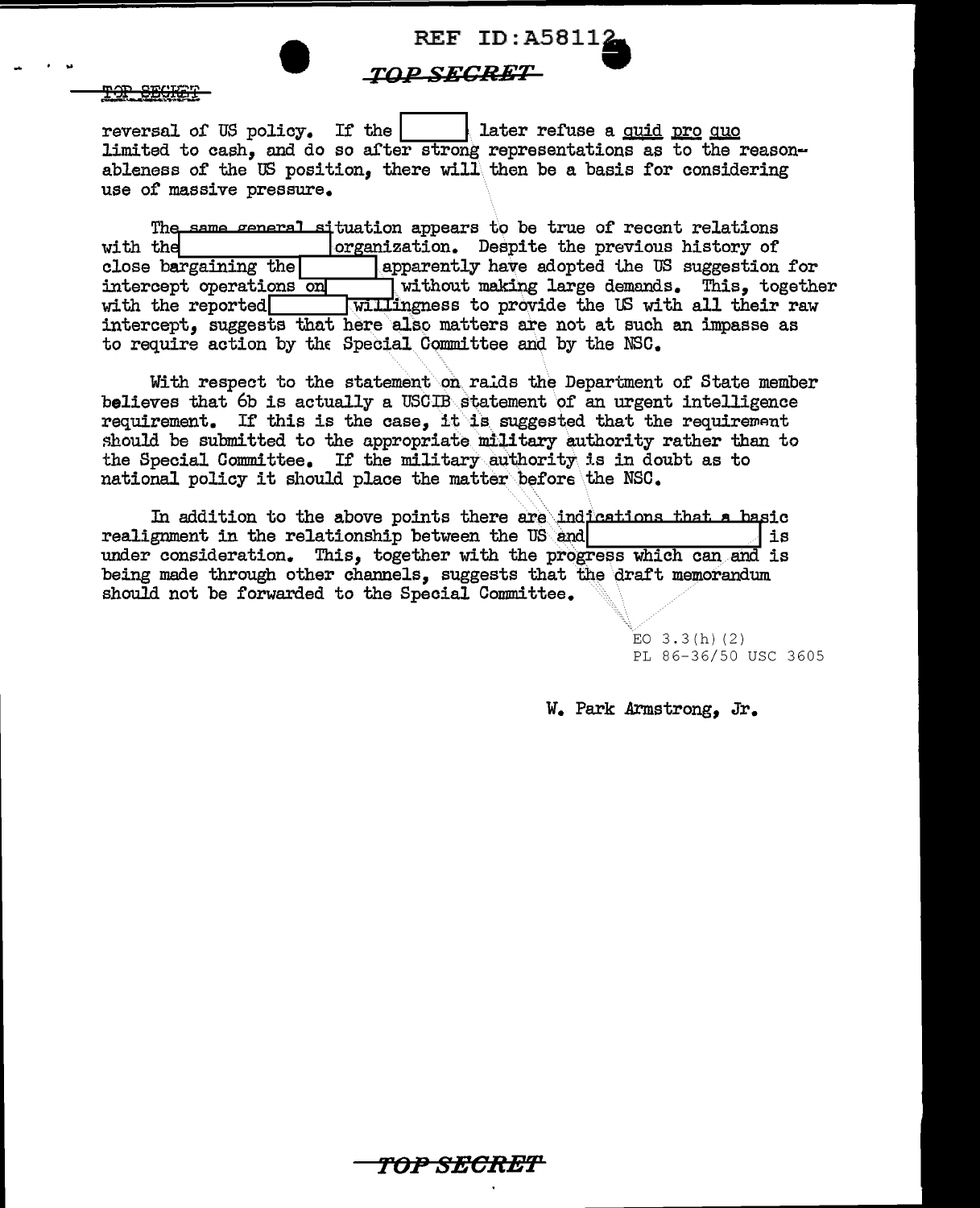reversal of US policy. If the [ ] later refuse a _quid pro quo_ limited to cash, and do so after strong representations as to the reasonableness of the US position, there will then be a basis for considering use of massive pressure.

The same general situation appears to be true of recent relations with the [ ] organization. Despite the previous history of close bargaining the [ ] apparently have adopted the US suggestion for intercept operations on [ ] without making large demands. This, together with the reported [ ] willingness to provide the US with all their raw intercept, suggests that here also matters are not at such an impasse as to require action by the Special Committee and by the NSC.

With respect to the statement on raids the Department of State member believes that 6b is actually a USCIB statement of an urgent intelligence requirement. If this is the case, it is suggested that the requirement should be submitted to the appropriate military authority rather than to the Special Committee. If the military authority is in doubt as to national policy it should place the matter before the NSC.

In addition to the above points there are indications that a basic realignment in the relationship between the US and [ ] is under consideration. This, together with the progress which can and is being made through other channels, suggests that the draft memorandum should not be forwarded to the Special Committee.

EO 3.3(h)(2)
PL 86-36/50 USC 3605

W. Park Armstrong, Jr.